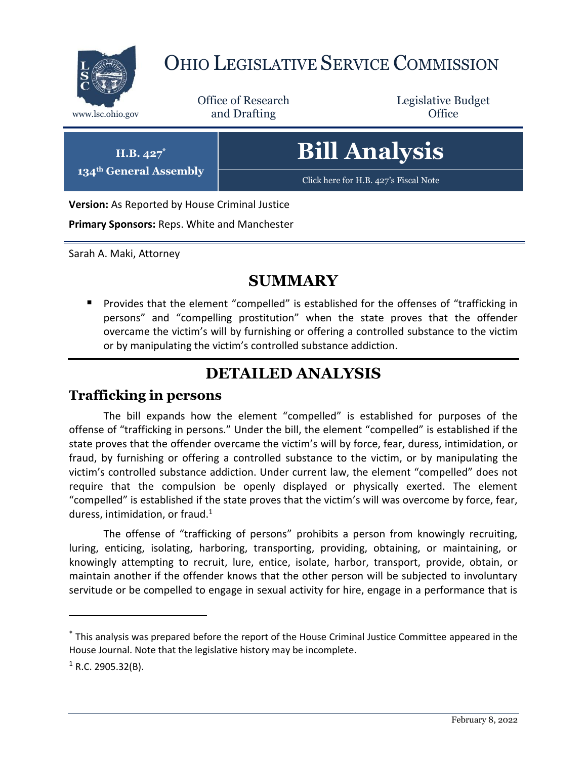# OHIO LEGISLATIVE SERVICE COMMISSION

www.lsc.ohio.gov

Office of Research and Drafting

Legislative Budget Office

**H.B. 427***
**134th General Assembly**

# Bill Analysis

Click here for H.B. 427's Fiscal Note

**Version:** As Reported by House Criminal Justice

**Primary Sponsors:** Reps. White and Manchester

Sarah A. Maki, Attorney

## SUMMARY

- Provides that the element "compelled" is established for the offenses of "trafficking in persons" and "compelling prostitution" when the state proves that the offender overcame the victim's will by furnishing or offering a controlled substance to the victim or by manipulating the victim's controlled substance addiction.

## DETAILED ANALYSIS

### Trafficking in persons

The bill expands how the element "compelled" is established for purposes of the offense of "trafficking in persons." Under the bill, the element "compelled" is established if the state proves that the offender overcame the victim's will by force, fear, duress, intimidation, or fraud, by furnishing or offering a controlled substance to the victim, or by manipulating the victim's controlled substance addiction. Under current law, the element "compelled" does not require that the compulsion be openly displayed or physically exerted. The element "compelled" is established if the state proves that the victim's will was overcome by force, fear, duress, intimidation, or fraud.[1]

The offense of "trafficking of persons" prohibits a person from knowingly recruiting, luring, enticing, isolating, harboring, transporting, providing, obtaining, or maintaining, or knowingly attempting to recruit, lure, entice, isolate, harbor, transport, provide, obtain, or maintain another if the offender knows that the other person will be subjected to involuntary servitude or be compelled to engage in sexual activity for hire, engage in a performance that is

---

* This analysis was prepared before the report of the House Criminal Justice Committee appeared in the House Journal. Note that the legislative history may be incomplete.

[1] R.C. 2905.32(B).

February 8, 2022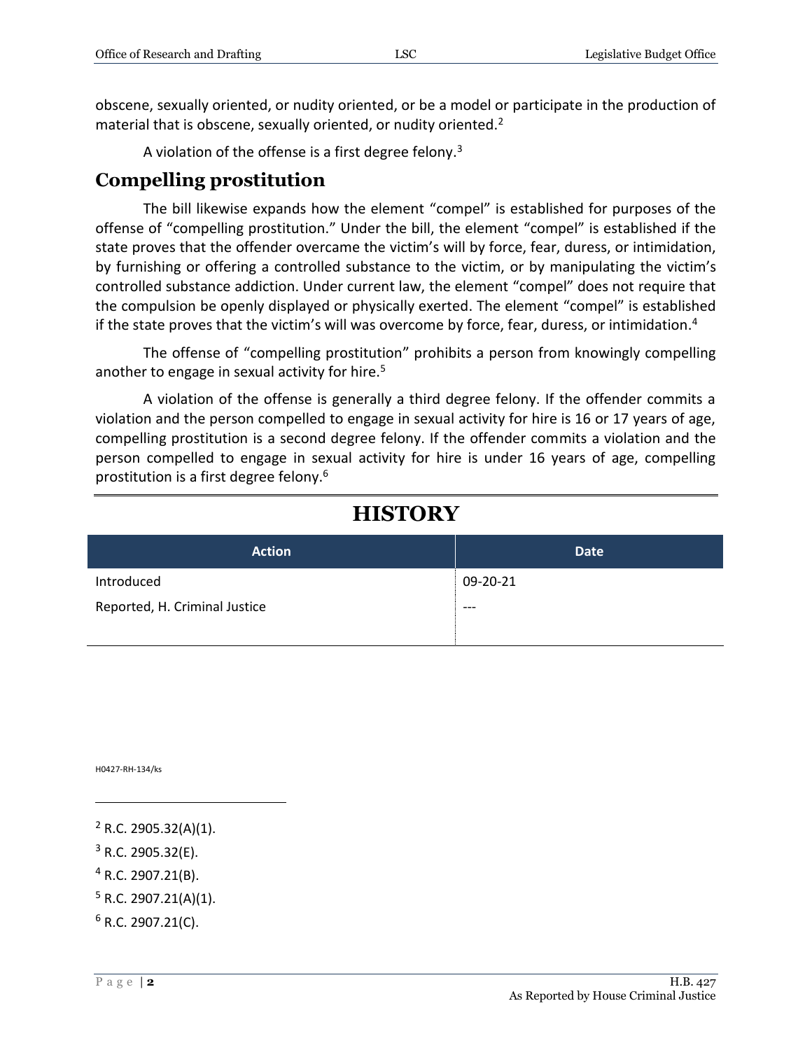obscene, sexually oriented, or nudity oriented, or be a model or participate in the production of material that is obscene, sexually oriented, or nudity oriented.[2]

A violation of the offense is a first degree felony.[3]

## Compelling prostitution

The bill likewise expands how the element "compel" is established for purposes of the offense of "compelling prostitution." Under the bill, the element "compel" is established if the state proves that the offender overcame the victim's will by force, fear, duress, or intimidation, by furnishing or offering a controlled substance to the victim, or by manipulating the victim's controlled substance addiction. Under current law, the element "compel" does not require that the compulsion be openly displayed or physically exerted. The element "compel" is established if the state proves that the victim's will was overcome by force, fear, duress, or intimidation.[4]

The offense of "compelling prostitution" prohibits a person from knowingly compelling another to engage in sexual activity for hire.[5]

A violation of the offense is generally a third degree felony. If the offender commits a violation and the person compelled to engage in sexual activity for hire is 16 or 17 years of age, compelling prostitution is a second degree felony. If the offender commits a violation and the person compelled to engage in sexual activity for hire is under 16 years of age, compelling prostitution is a first degree felony.[6]

# HISTORY

| Action | Date |
|---|---|
| Introduced | 09-20-21 |
| Reported, H. Criminal Justice | --- |

H0427-RH-134/ks

[2] R.C. 2905.32(A)(1).

[3] R.C. 2905.32(E).

[4] R.C. 2907.21(B).

[5] R.C. 2907.21(A)(1).

[6] R.C. 2907.21(C).